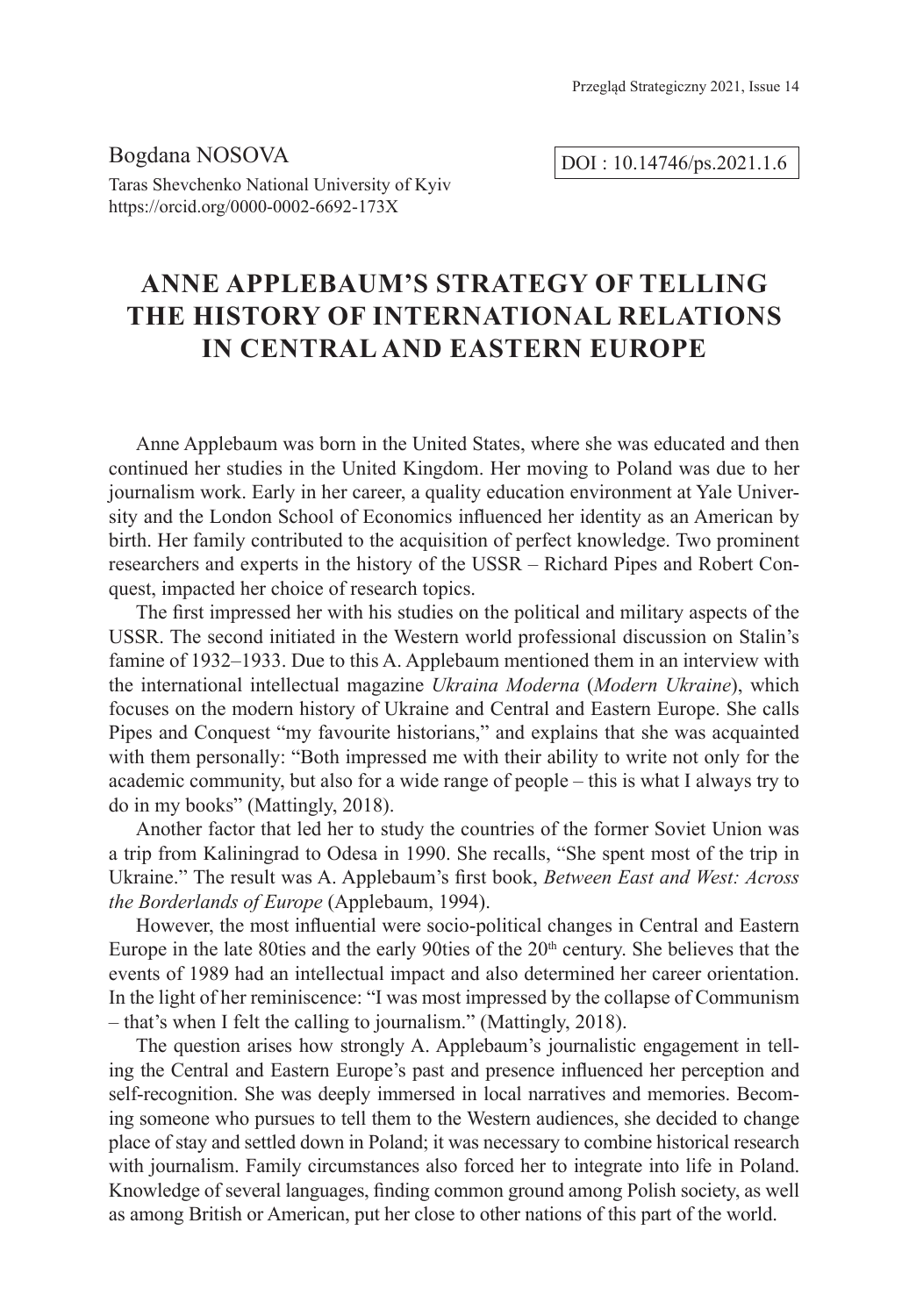Bogdana NOSOVA

Taras Shevchenko National University of Kyiv
https://orcid.org/0000-0002-6692-173X

DOI : 10.14746/ps.2021.1.6

# ANNE APPLEBAUM'S STRATEGY OF TELLING THE HISTORY OF INTERNATIONAL RELATIONS IN CENTRAL AND EASTERN EUROPE

Anne Applebaum was born in the United States, where she was educated and then continued her studies in the United Kingdom. Her moving to Poland was due to her journalism work. Early in her career, a quality education environment at Yale University and the London School of Economics influenced her identity as an American by birth. Her family contributed to the acquisition of perfect knowledge. Two prominent researchers and experts in the history of the USSR – Richard Pipes and Robert Conquest, impacted her choice of research topics.

The first impressed her with his studies on the political and military aspects of the USSR. The second initiated in the Western world professional discussion on Stalin's famine of 1932–1933. Due to this A. Applebaum mentioned them in an interview with the international intellectual magazine *Ukraina Moderna* (*Modern Ukraine*), which focuses on the modern history of Ukraine and Central and Eastern Europe. She calls Pipes and Conquest "my favourite historians," and explains that she was acquainted with them personally: "Both impressed me with their ability to write not only for the academic community, but also for a wide range of people – this is what I always try to do in my books" (Mattingly, 2018).

Another factor that led her to study the countries of the former Soviet Union was a trip from Kaliningrad to Odesa in 1990. She recalls, "She spent most of the trip in Ukraine." The result was A. Applebaum's first book, *Between East and West: Across the Borderlands of Europe* (Applebaum, 1994).

However, the most influential were socio-political changes in Central and Eastern Europe in the late 80ties and the early 90ties of the 20th century. She believes that the events of 1989 had an intellectual impact and also determined her career orientation. In the light of her reminiscence: "I was most impressed by the collapse of Communism – that's when I felt the calling to journalism." (Mattingly, 2018).

The question arises how strongly A. Applebaum's journalistic engagement in telling the Central and Eastern Europe's past and presence influenced her perception and self-recognition. She was deeply immersed in local narratives and memories. Becoming someone who pursues to tell them to the Western audiences, she decided to change place of stay and settled down in Poland; it was necessary to combine historical research with journalism. Family circumstances also forced her to integrate into life in Poland. Knowledge of several languages, finding common ground among Polish society, as well as among British or American, put her close to other nations of this part of the world.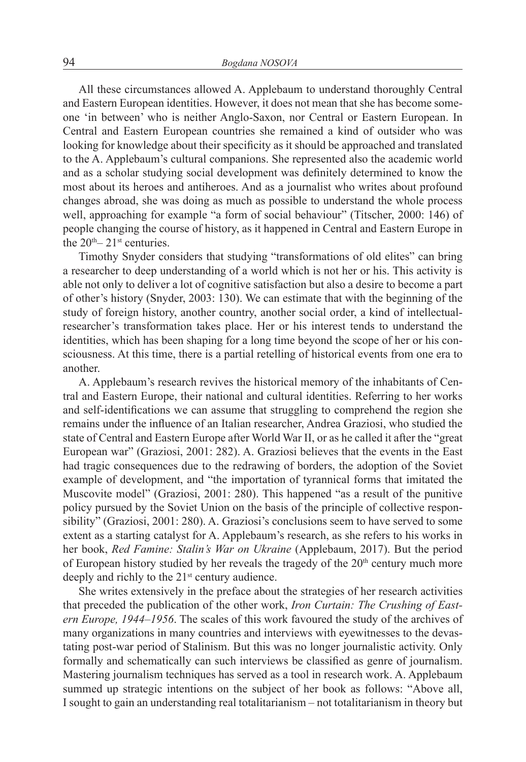All these circumstances allowed A. Applebaum to understand thoroughly Central and Eastern European identities. However, it does not mean that she has become someone 'in between' who is neither Anglo-Saxon, nor Central or Eastern European. In Central and Eastern European countries she remained a kind of outsider who was looking for knowledge about their specificity as it should be approached and translated to the A. Applebaum's cultural companions. She represented also the academic world and as a scholar studying social development was definitely determined to know the most about its heroes and antiheroes. And as a journalist who writes about profound changes abroad, she was doing as much as possible to understand the whole process well, approaching for example "a form of social behaviour" (Titscher, 2000: 146) of people changing the course of history, as it happened in Central and Eastern Europe in the 20th– 21st centuries.

Timothy Snyder considers that studying "transformations of old elites" can bring a researcher to deep understanding of a world which is not her or his. This activity is able not only to deliver a lot of cognitive satisfaction but also a desire to become a part of other's history (Snyder, 2003: 130). We can estimate that with the beginning of the study of foreign history, another country, another social order, a kind of intellectual-researcher's transformation takes place. Her or his interest tends to understand the identities, which has been shaping for a long time beyond the scope of her or his consciousness. At this time, there is a partial retelling of historical events from one era to another.

A. Applebaum's research revives the historical memory of the inhabitants of Central and Eastern Europe, their national and cultural identities. Referring to her works and self-identifications we can assume that struggling to comprehend the region she remains under the influence of an Italian researcher, Andrea Graziosi, who studied the state of Central and Eastern Europe after World War II, or as he called it after the "great European war" (Graziosi, 2001: 282). A. Graziosi believes that the events in the East had tragic consequences due to the redrawing of borders, the adoption of the Soviet example of development, and "the importation of tyrannical forms that imitated the Muscovite model" (Graziosi, 2001: 280). This happened "as a result of the punitive policy pursued by the Soviet Union on the basis of the principle of collective responsibility" (Graziosi, 2001: 280). A. Graziosi's conclusions seem to have served to some extent as a starting catalyst for A. Applebaum's research, as she refers to his works in her book, *Red Famine: Stalin's War on Ukraine* (Applebaum, 2017). But the period of European history studied by her reveals the tragedy of the 20th century much more deeply and richly to the 21st century audience.

She writes extensively in the preface about the strategies of her research activities that preceded the publication of the other work, *Iron Curtain: The Crushing of Eastern Europe, 1944–1956*. The scales of this work favoured the study of the archives of many organizations in many countries and interviews with eyewitnesses to the devastating post-war period of Stalinism. But this was no longer journalistic activity. Only formally and schematically can such interviews be classified as genre of journalism. Mastering journalism techniques has served as a tool in research work. A. Applebaum summed up strategic intentions on the subject of her book as follows: "Above all, I sought to gain an understanding real totalitarianism – not totalitarianism in theory but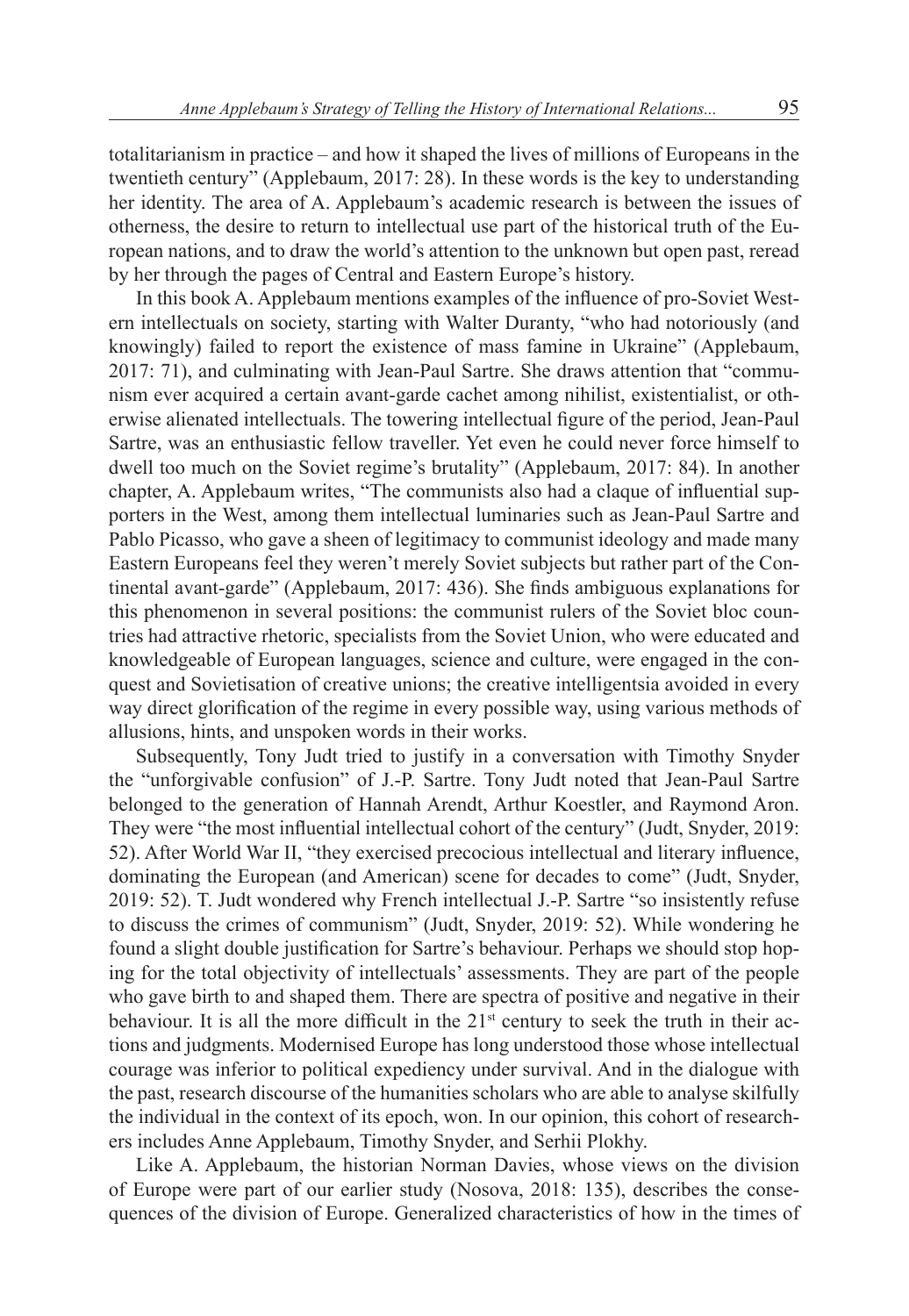totalitarianism in practice – and how it shaped the lives of millions of Europeans in the twentieth century" (Applebaum, 2017: 28). In these words is the key to understanding her identity. The area of A. Applebaum's academic research is between the issues of otherness, the desire to return to intellectual use part of the historical truth of the European nations, and to draw the world's attention to the unknown but open past, reread by her through the pages of Central and Eastern Europe's history.

In this book A. Applebaum mentions examples of the influence of pro-Soviet Western intellectuals on society, starting with Walter Duranty, "who had notoriously (and knowingly) failed to report the existence of mass famine in Ukraine" (Applebaum, 2017: 71), and culminating with Jean-Paul Sartre. She draws attention that "communism ever acquired a certain avant-garde cachet among nihilist, existentialist, or otherwise alienated intellectuals. The towering intellectual figure of the period, Jean-Paul Sartre, was an enthusiastic fellow traveller. Yet even he could never force himself to dwell too much on the Soviet regime's brutality" (Applebaum, 2017: 84). In another chapter, A. Applebaum writes, "The communists also had a claque of influential supporters in the West, among them intellectual luminaries such as Jean-Paul Sartre and Pablo Picasso, who gave a sheen of legitimacy to communist ideology and made many Eastern Europeans feel they weren't merely Soviet subjects but rather part of the Continental avant-garde" (Applebaum, 2017: 436). She finds ambiguous explanations for this phenomenon in several positions: the communist rulers of the Soviet bloc countries had attractive rhetoric, specialists from the Soviet Union, who were educated and knowledgeable of European languages, science and culture, were engaged in the conquest and Sovietisation of creative unions; the creative intelligentsia avoided in every way direct glorification of the regime in every possible way, using various methods of allusions, hints, and unspoken words in their works.

Subsequently, Tony Judt tried to justify in a conversation with Timothy Snyder the "unforgivable confusion" of J.-P. Sartre. Tony Judt noted that Jean-Paul Sartre belonged to the generation of Hannah Arendt, Arthur Koestler, and Raymond Aron. They were "the most influential intellectual cohort of the century" (Judt, Snyder, 2019: 52). After World War II, "they exercised precocious intellectual and literary influence, dominating the European (and American) scene for decades to come" (Judt, Snyder, 2019: 52). T. Judt wondered why French intellectual J.-P. Sartre "so insistently refuse to discuss the crimes of communism" (Judt, Snyder, 2019: 52). While wondering he found a slight double justification for Sartre's behaviour. Perhaps we should stop hoping for the total objectivity of intellectuals' assessments. They are part of the people who gave birth to and shaped them. There are spectra of positive and negative in their behaviour. It is all the more difficult in the 21st century to seek the truth in their actions and judgments. Modernised Europe has long understood those whose intellectual courage was inferior to political expediency under survival. And in the dialogue with the past, research discourse of the humanities scholars who are able to analyse skilfully the individual in the context of its epoch, won. In our opinion, this cohort of researchers includes Anne Applebaum, Timothy Snyder, and Serhii Plokhy.

Like A. Applebaum, the historian Norman Davies, whose views on the division of Europe were part of our earlier study (Nosova, 2018: 135), describes the consequences of the division of Europe. Generalized characteristics of how in the times of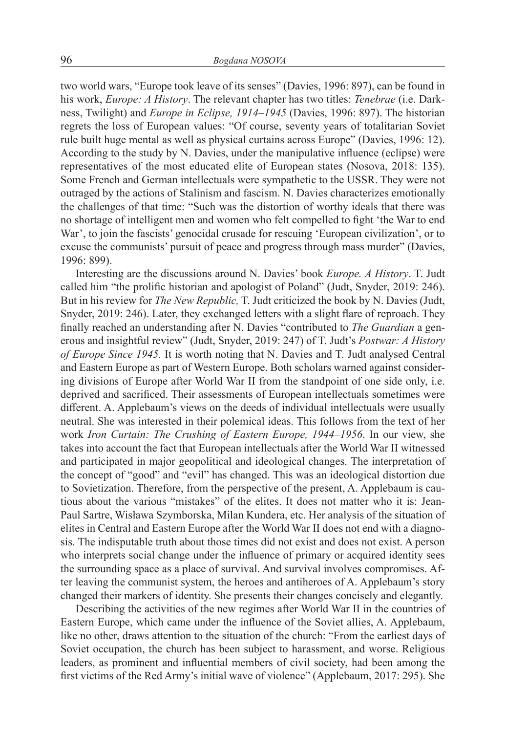two world wars, "Europe took leave of its senses" (Davies, 1996: 897), can be found in his work, *Europe: A History*. The relevant chapter has two titles: *Tenebrae* (i.e. Darkness, Twilight) and *Europe in Eclipse, 1914–1945* (Davies, 1996: 897). The historian regrets the loss of European values: "Of course, seventy years of totalitarian Soviet rule built huge mental as well as physical curtains across Europe" (Davies, 1996: 12). According to the study by N. Davies, under the manipulative influence (eclipse) were representatives of the most educated elite of European states (Nosova, 2018: 135). Some French and German intellectuals were sympathetic to the USSR. They were not outraged by the actions of Stalinism and fascism. N. Davies characterizes emotionally the challenges of that time: "Such was the distortion of worthy ideals that there was no shortage of intelligent men and women who felt compelled to fight 'the War to end War', to join the fascists' genocidal crusade for rescuing 'European civilization', or to excuse the communists' pursuit of peace and progress through mass murder" (Davies, 1996: 899).

Interesting are the discussions around N. Davies' book *Europe. A History*. T. Judt called him "the prolific historian and apologist of Poland" (Judt, Snyder, 2019: 246). But in his review for *The New Republic,* T. Judt criticized the book by N. Davies (Judt, Snyder, 2019: 246). Later, they exchanged letters with a slight flare of reproach. They finally reached an understanding after N. Davies "contributed to *The Guardian* a generous and insightful review" (Judt, Snyder, 2019: 247) of T. Judt's *Postwar: A History of Europe Since 1945.* It is worth noting that N. Davies and T. Judt analysed Central and Eastern Europe as part of Western Europe. Both scholars warned against considering divisions of Europe after World War II from the standpoint of one side only, i.e. deprived and sacrificed. Their assessments of European intellectuals sometimes were different. A. Applebaum's views on the deeds of individual intellectuals were usually neutral. She was interested in their polemical ideas. This follows from the text of her work *Iron Curtain: The Crushing of Eastern Europe, 1944–1956*. In our view, she takes into account the fact that European intellectuals after the World War II witnessed and participated in major geopolitical and ideological changes. The interpretation of the concept of "good" and "evil" has changed. This was an ideological distortion due to Sovietization. Therefore, from the perspective of the present, A. Applebaum is cautious about the various "mistakes" of the elites. It does not matter who it is: Jean-Paul Sartre, Wisława Szymborska, Milan Kundera, etc. Her analysis of the situation of elites in Central and Eastern Europe after the World War II does not end with a diagnosis. The indisputable truth about those times did not exist and does not exist. A person who interprets social change under the influence of primary or acquired identity sees the surrounding space as a place of survival. And survival involves compromises. After leaving the communist system, the heroes and antiheroes of A. Applebaum's story changed their markers of identity. She presents their changes concisely and elegantly.

Describing the activities of the new regimes after World War II in the countries of Eastern Europe, which came under the influence of the Soviet allies, A. Applebaum, like no other, draws attention to the situation of the church: "From the earliest days of Soviet occupation, the church has been subject to harassment, and worse. Religious leaders, as prominent and influential members of civil society, had been among the first victims of the Red Army's initial wave of violence" (Applebaum, 2017: 295). She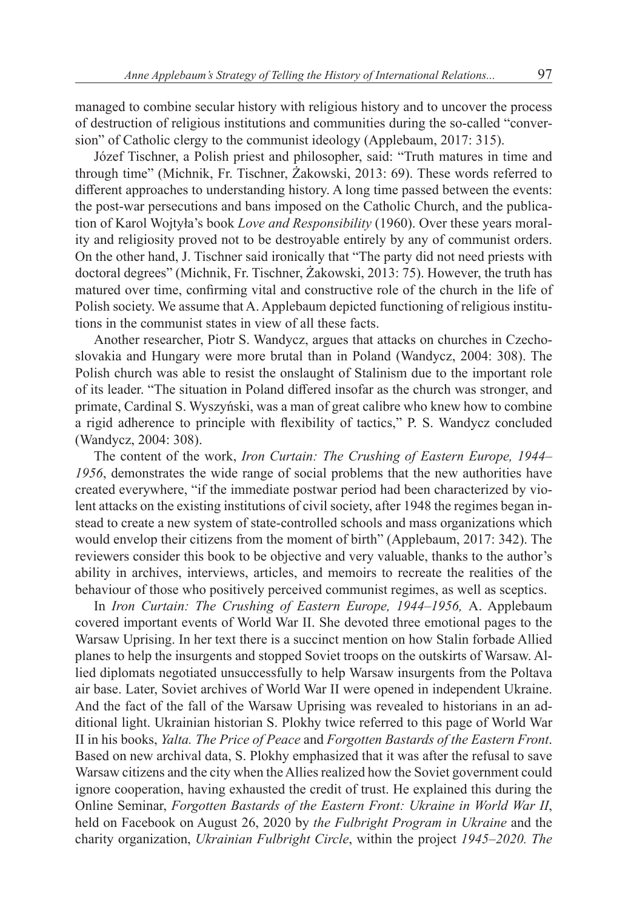managed to combine secular history with religious history and to uncover the process of destruction of religious institutions and communities during the so-called "conversion" of Catholic clergy to the communist ideology (Applebaum, 2017: 315).

Józef Tischner, a Polish priest and philosopher, said: "Truth matures in time and through time" (Michnik, Fr. Tischner, Żakowski, 2013: 69). These words referred to different approaches to understanding history. A long time passed between the events: the post-war persecutions and bans imposed on the Catholic Church, and the publication of Karol Wojtyła's book *Love and Responsibility* (1960). Over these years morality and religiosity proved not to be destroyable entirely by any of communist orders. On the other hand, J. Tischner said ironically that "The party did not need priests with doctoral degrees" (Michnik, Fr. Tischner, Żakowski, 2013: 75). However, the truth has matured over time, confirming vital and constructive role of the church in the life of Polish society. We assume that A. Applebaum depicted functioning of religious institutions in the communist states in view of all these facts.

Another researcher, Piotr S. Wandycz, argues that attacks on churches in Czechoslovakia and Hungary were more brutal than in Poland (Wandycz, 2004: 308). The Polish church was able to resist the onslaught of Stalinism due to the important role of its leader. "The situation in Poland differed insofar as the church was stronger, and primate, Cardinal S. Wyszyński, was a man of great calibre who knew how to combine a rigid adherence to principle with flexibility of tactics," P. S. Wandycz concluded (Wandycz, 2004: 308).

The content of the work, *Iron Curtain: The Crushing of Eastern Europe, 1944–1956*, demonstrates the wide range of social problems that the new authorities have created everywhere, "if the immediate postwar period had been characterized by violent attacks on the existing institutions of civil society, after 1948 the regimes began instead to create a new system of state-controlled schools and mass organizations which would envelop their citizens from the moment of birth" (Applebaum, 2017: 342). The reviewers consider this book to be objective and very valuable, thanks to the author's ability in archives, interviews, articles, and memoirs to recreate the realities of the behaviour of those who positively perceived communist regimes, as well as sceptics.

In *Iron Curtain: The Crushing of Eastern Europe, 1944–1956,* A. Applebaum covered important events of World War II. She devoted three emotional pages to the Warsaw Uprising. In her text there is a succinct mention on how Stalin forbade Allied planes to help the insurgents and stopped Soviet troops on the outskirts of Warsaw. Allied diplomats negotiated unsuccessfully to help Warsaw insurgents from the Poltava air base. Later, Soviet archives of World War II were opened in independent Ukraine. And the fact of the fall of the Warsaw Uprising was revealed to historians in an additional light. Ukrainian historian S. Plokhy twice referred to this page of World War II in his books, *Yalta. The Price of Peace* and *Forgotten Bastards of the Eastern Front*. Based on new archival data, S. Plokhy emphasized that it was after the refusal to save Warsaw citizens and the city when the Allies realized how the Soviet government could ignore cooperation, having exhausted the credit of trust. He explained this during the Online Seminar, *Forgotten Bastards of the Eastern Front: Ukraine in World War II*, held on Facebook on August 26, 2020 by *the Fulbright Program in Ukraine* and the charity organization, *Ukrainian Fulbright Circle*, within the project *1945–2020. The*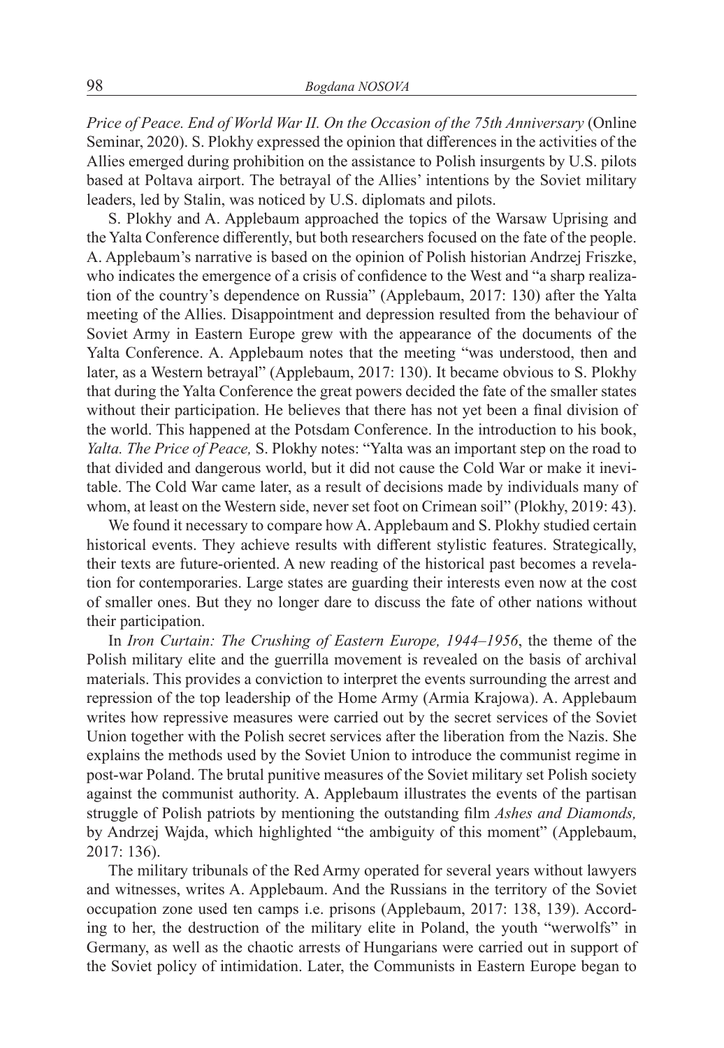*Price of Peace. End of World War II. On the Occasion of the 75th Anniversary* (Online Seminar, 2020). S. Plokhy expressed the opinion that differences in the activities of the Allies emerged during prohibition on the assistance to Polish insurgents by U.S. pilots based at Poltava airport. The betrayal of the Allies' intentions by the Soviet military leaders, led by Stalin, was noticed by U.S. diplomats and pilots.

S. Plokhy and A. Applebaum approached the topics of the Warsaw Uprising and the Yalta Conference differently, but both researchers focused on the fate of the people. A. Applebaum's narrative is based on the opinion of Polish historian Andrzej Friszke, who indicates the emergence of a crisis of confidence to the West and "a sharp realization of the country's dependence on Russia" (Applebaum, 2017: 130) after the Yalta meeting of the Allies. Disappointment and depression resulted from the behaviour of Soviet Army in Eastern Europe grew with the appearance of the documents of the Yalta Conference. A. Applebaum notes that the meeting "was understood, then and later, as a Western betrayal" (Applebaum, 2017: 130). It became obvious to S. Plokhy that during the Yalta Conference the great powers decided the fate of the smaller states without their participation. He believes that there has not yet been a final division of the world. This happened at the Potsdam Conference. In the introduction to his book, *Yalta. The Price of Peace,* S. Plokhy notes: "Yalta was an important step on the road to that divided and dangerous world, but it did not cause the Cold War or make it inevitable. The Cold War came later, as a result of decisions made by individuals many of whom, at least on the Western side, never set foot on Crimean soil" (Plokhy, 2019: 43).

We found it necessary to compare how A. Applebaum and S. Plokhy studied certain historical events. They achieve results with different stylistic features. Strategically, their texts are future-oriented. A new reading of the historical past becomes a revelation for contemporaries. Large states are guarding their interests even now at the cost of smaller ones. But they no longer dare to discuss the fate of other nations without their participation.

In *Iron Curtain: The Crushing of Eastern Europe, 1944–1956*, the theme of the Polish military elite and the guerrilla movement is revealed on the basis of archival materials. This provides a conviction to interpret the events surrounding the arrest and repression of the top leadership of the Home Army (Armia Krajowa). A. Applebaum writes how repressive measures were carried out by the secret services of the Soviet Union together with the Polish secret services after the liberation from the Nazis. She explains the methods used by the Soviet Union to introduce the communist regime in post-war Poland. The brutal punitive measures of the Soviet military set Polish society against the communist authority. A. Applebaum illustrates the events of the partisan struggle of Polish patriots by mentioning the outstanding film *Ashes and Diamonds,* by Andrzej Wajda, which highlighted "the ambiguity of this moment" (Applebaum, 2017: 136).

The military tribunals of the Red Army operated for several years without lawyers and witnesses, writes A. Applebaum. And the Russians in the territory of the Soviet occupation zone used ten camps i.e. prisons (Applebaum, 2017: 138, 139). According to her, the destruction of the military elite in Poland, the youth "werwolfs" in Germany, as well as the chaotic arrests of Hungarians were carried out in support of the Soviet policy of intimidation. Later, the Communists in Eastern Europe began to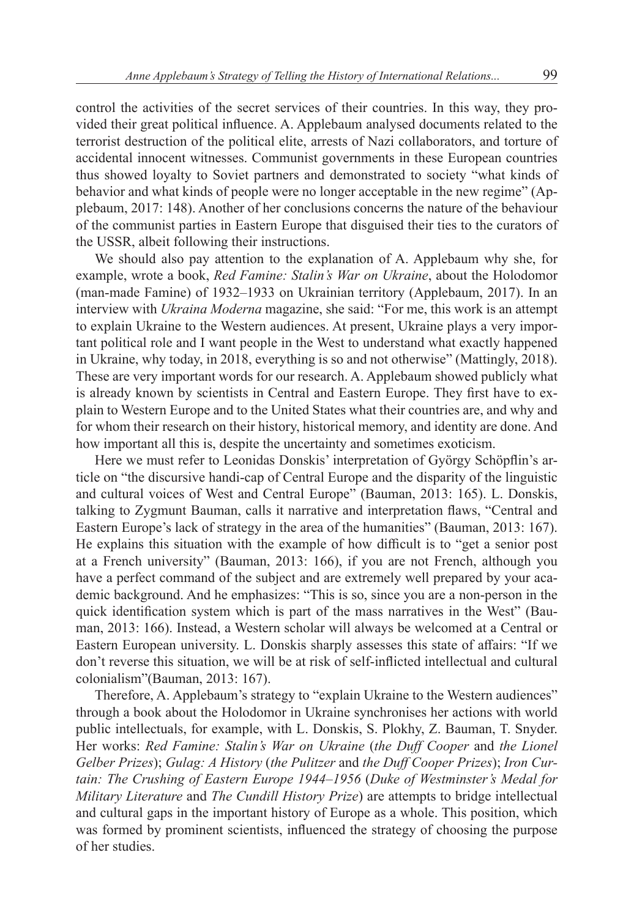control the activities of the secret services of their countries. In this way, they provided their great political influence. A. Applebaum analysed documents related to the terrorist destruction of the political elite, arrests of Nazi collaborators, and torture of accidental innocent witnesses. Communist governments in these European countries thus showed loyalty to Soviet partners and demonstrated to society "what kinds of behavior and what kinds of people were no longer acceptable in the new regime" (Applebaum, 2017: 148). Another of her conclusions concerns the nature of the behaviour of the communist parties in Eastern Europe that disguised their ties to the curators of the USSR, albeit following their instructions.

We should also pay attention to the explanation of A. Applebaum why she, for example, wrote a book, *Red Famine: Stalin's War on Ukraine*, about the Holodomor (man-made Famine) of 1932–1933 on Ukrainian territory (Applebaum, 2017). In an interview with *Ukraina Moderna* magazine, she said: "For me, this work is an attempt to explain Ukraine to the Western audiences. At present, Ukraine plays a very important political role and I want people in the West to understand what exactly happened in Ukraine, why today, in 2018, everything is so and not otherwise" (Mattingly, 2018). These are very important words for our research. A. Applebaum showed publicly what is already known by scientists in Central and Eastern Europe. They first have to explain to Western Europe and to the United States what their countries are, and why and for whom their research on their history, historical memory, and identity are done. And how important all this is, despite the uncertainty and sometimes exoticism.

Here we must refer to Leonidas Donskis' interpretation of György Schöpflin's article on "the discursive handi-cap of Central Europe and the disparity of the linguistic and cultural voices of West and Central Europe" (Bauman, 2013: 165). L. Donskis, talking to Zygmunt Bauman, calls it narrative and interpretation flaws, "Central and Eastern Europe's lack of strategy in the area of the humanities" (Bauman, 2013: 167). He explains this situation with the example of how difficult is to "get a senior post at a French university" (Bauman, 2013: 166), if you are not French, although you have a perfect command of the subject and are extremely well prepared by your academic background. And he emphasizes: "This is so, since you are a non-person in the quick identification system which is part of the mass narratives in the West" (Bauman, 2013: 166). Instead, a Western scholar will always be welcomed at a Central or Eastern European university. L. Donskis sharply assesses this state of affairs: "If we don't reverse this situation, we will be at risk of self-inflicted intellectual and cultural colonialism"(Bauman, 2013: 167).

Therefore, A. Applebaum's strategy to "explain Ukraine to the Western audiences" through a book about the Holodomor in Ukraine synchronises her actions with world public intellectuals, for example, with L. Donskis, S. Plokhy, Z. Bauman, T. Snyder. Her works: *Red Famine: Stalin's War on Ukraine* (*the Duff Cooper* and *the Lionel Gelber Prizes*); *Gulag: A History* (*the Pulitzer* and *the Duff Cooper Prizes*); *Iron Curtain: The Crushing of Eastern Europe 1944–1956* (*Duke of Westminster's Medal for Military Literature* and *The Cundill History Prize*) are attempts to bridge intellectual and cultural gaps in the important history of Europe as a whole. This position, which was formed by prominent scientists, influenced the strategy of choosing the purpose of her studies.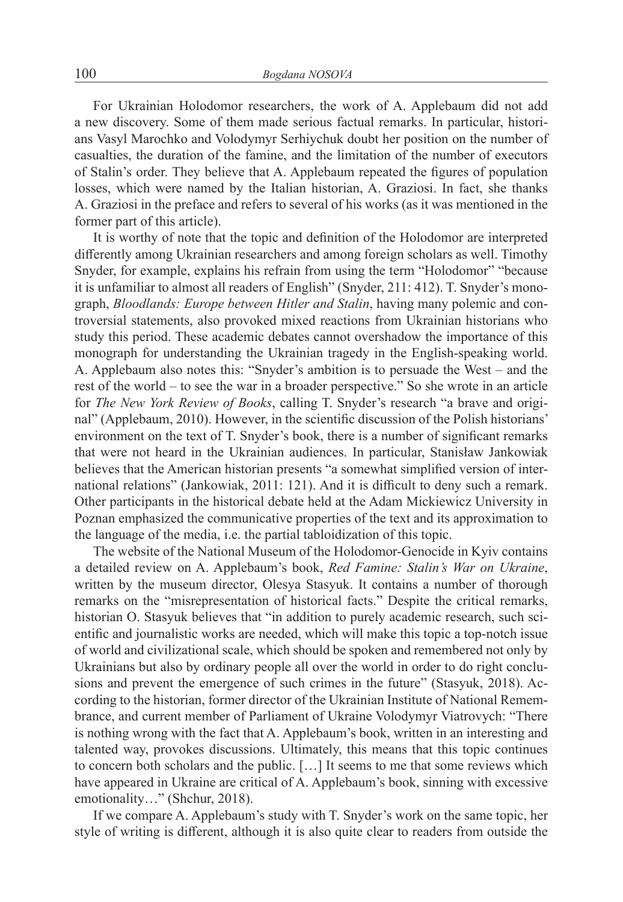For Ukrainian Holodomor researchers, the work of A. Applebaum did not add a new discovery. Some of them made serious factual remarks. In particular, historians Vasyl Marochko and Volodymyr Serhiychuk doubt her position on the number of casualties, the duration of the famine, and the limitation of the number of executors of Stalin's order. They believe that A. Applebaum repeated the figures of population losses, which were named by the Italian historian, A. Graziosi. In fact, she thanks A. Graziosi in the preface and refers to several of his works (as it was mentioned in the former part of this article).

It is worthy of note that the topic and definition of the Holodomor are interpreted differently among Ukrainian researchers and among foreign scholars as well. Timothy Snyder, for example, explains his refrain from using the term "Holodomor" "because it is unfamiliar to almost all readers of English" (Snyder, 211: 412). T. Snyder's monograph, *Bloodlands: Europe between Hitler and Stalin*, having many polemic and controversial statements, also provoked mixed reactions from Ukrainian historians who study this period. These academic debates cannot overshadow the importance of this monograph for understanding the Ukrainian tragedy in the English-speaking world. A. Applebaum also notes this: "Snyder's ambition is to persuade the West – and the rest of the world – to see the war in a broader perspective." So she wrote in an article for *The New York Review of Books*, calling T. Snyder's research "a brave and original" (Applebaum, 2010). However, in the scientific discussion of the Polish historians' environment on the text of T. Snyder's book, there is a number of significant remarks that were not heard in the Ukrainian audiences. In particular, Stanisław Jankowiak believes that the American historian presents "a somewhat simplified version of international relations" (Jankowiak, 2011: 121). And it is difficult to deny such a remark. Other participants in the historical debate held at the Adam Mickiewicz University in Poznan emphasized the communicative properties of the text and its approximation to the language of the media, i.e. the partial tabloidization of this topic.

The website of the National Museum of the Holodomor-Genocide in Kyiv contains a detailed review on A. Applebaum's book, *Red Famine: Stalin's War on Ukraine*, written by the museum director, Olesya Stasyuk. It contains a number of thorough remarks on the "misrepresentation of historical facts." Despite the critical remarks, historian O. Stasyuk believes that "in addition to purely academic research, such scientific and journalistic works are needed, which will make this topic a top-notch issue of world and civilizational scale, which should be spoken and remembered not only by Ukrainians but also by ordinary people all over the world in order to do right conclusions and prevent the emergence of such crimes in the future" (Stasyuk, 2018). According to the historian, former director of the Ukrainian Institute of National Remembrance, and current member of Parliament of Ukraine Volodymyr Viatrovych: "There is nothing wrong with the fact that A. Applebaum's book, written in an interesting and talented way, provokes discussions. Ultimately, this means that this topic continues to concern both scholars and the public. […] It seems to me that some reviews which have appeared in Ukraine are critical of A. Applebaum's book, sinning with excessive emotionality…" (Shchur, 2018).

If we compare A. Applebaum's study with T. Snyder's work on the same topic, her style of writing is different, although it is also quite clear to readers from outside the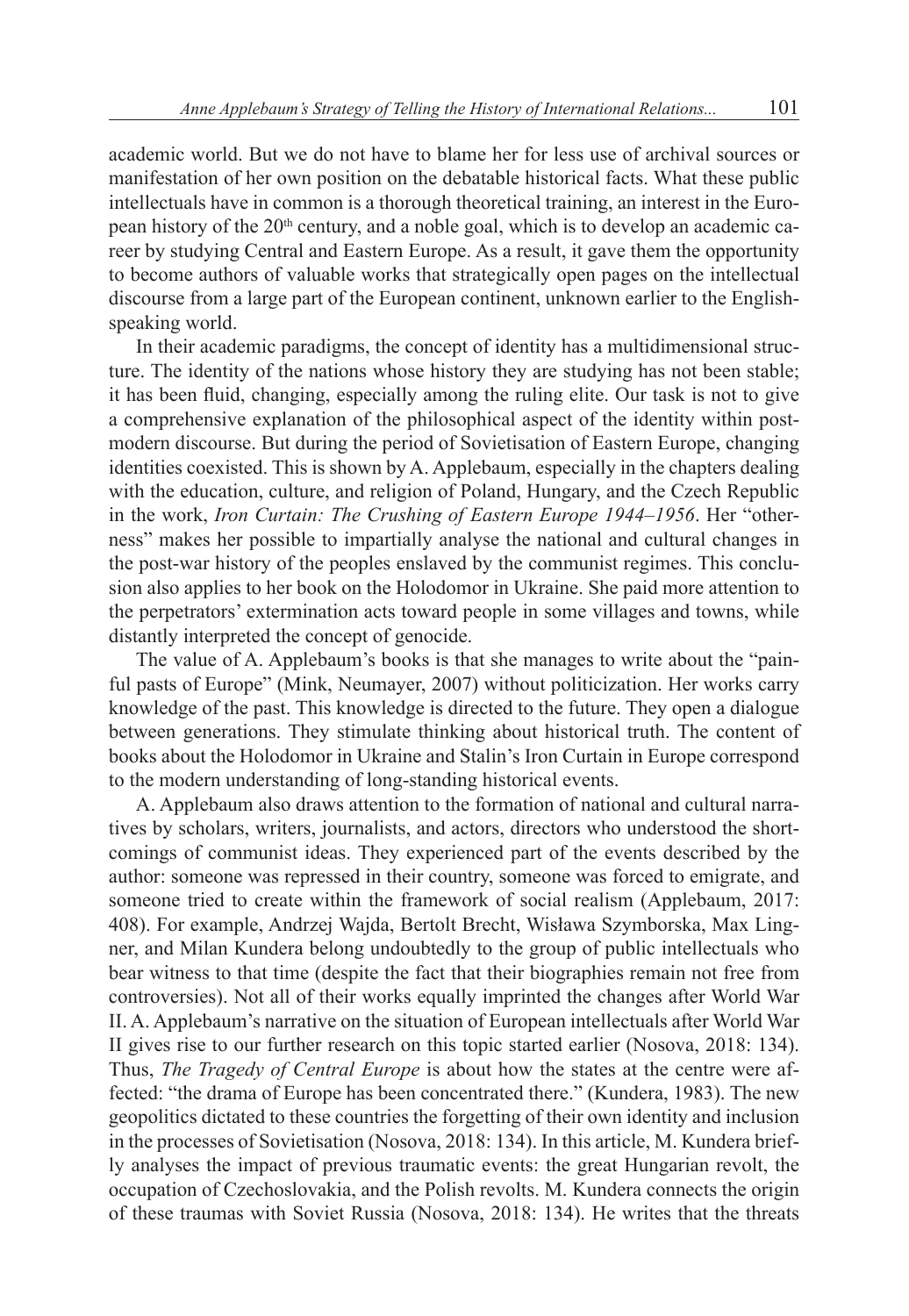academic world. But we do not have to blame her for less use of archival sources or manifestation of her own position on the debatable historical facts. What these public intellectuals have in common is a thorough theoretical training, an interest in the European history of the 20th century, and a noble goal, which is to develop an academic career by studying Central and Eastern Europe. As a result, it gave them the opportunity to become authors of valuable works that strategically open pages on the intellectual discourse from a large part of the European continent, unknown earlier to the English-speaking world.

In their academic paradigms, the concept of identity has a multidimensional structure. The identity of the nations whose history they are studying has not been stable; it has been fluid, changing, especially among the ruling elite. Our task is not to give a comprehensive explanation of the philosophical aspect of the identity within post-modern discourse. But during the period of Sovietisation of Eastern Europe, changing identities coexisted. This is shown by A. Applebaum, especially in the chapters dealing with the education, culture, and religion of Poland, Hungary, and the Czech Republic in the work, *Iron Curtain: The Crushing of Eastern Europe 1944–1956*. Her "otherness" makes her possible to impartially analyse the national and cultural changes in the post-war history of the peoples enslaved by the communist regimes. This conclusion also applies to her book on the Holodomor in Ukraine. She paid more attention to the perpetrators' extermination acts toward people in some villages and towns, while distantly interpreted the concept of genocide.

The value of A. Applebaum's books is that she manages to write about the "painful pasts of Europe" (Mink, Neumayer, 2007) without politicization. Her works carry knowledge of the past. This knowledge is directed to the future. They open a dialogue between generations. They stimulate thinking about historical truth. The content of books about the Holodomor in Ukraine and Stalin's Iron Curtain in Europe correspond to the modern understanding of long-standing historical events.

A. Applebaum also draws attention to the formation of national and cultural narratives by scholars, writers, journalists, and actors, directors who understood the shortcomings of communist ideas. They experienced part of the events described by the author: someone was repressed in their country, someone was forced to emigrate, and someone tried to create within the framework of social realism (Applebaum, 2017: 408). For example, Andrzej Wajda, Bertolt Brecht, Wisława Szymborska, Max Lingner, and Milan Kundera belong undoubtedly to the group of public intellectuals who bear witness to that time (despite the fact that their biographies remain not free from controversies). Not all of their works equally imprinted the changes after World War II. A. Applebaum's narrative on the situation of European intellectuals after World War II gives rise to our further research on this topic started earlier (Nosova, 2018: 134). Thus, *The Tragedy of Central Europe* is about how the states at the centre were affected: "the drama of Europe has been concentrated there." (Kundera, 1983). The new geopolitics dictated to these countries the forgetting of their own identity and inclusion in the processes of Sovietisation (Nosova, 2018: 134). In this article, M. Kundera briefly analyses the impact of previous traumatic events: the great Hungarian revolt, the occupation of Czechoslovakia, and the Polish revolts. M. Kundera connects the origin of these traumas with Soviet Russia (Nosova, 2018: 134). He writes that the threats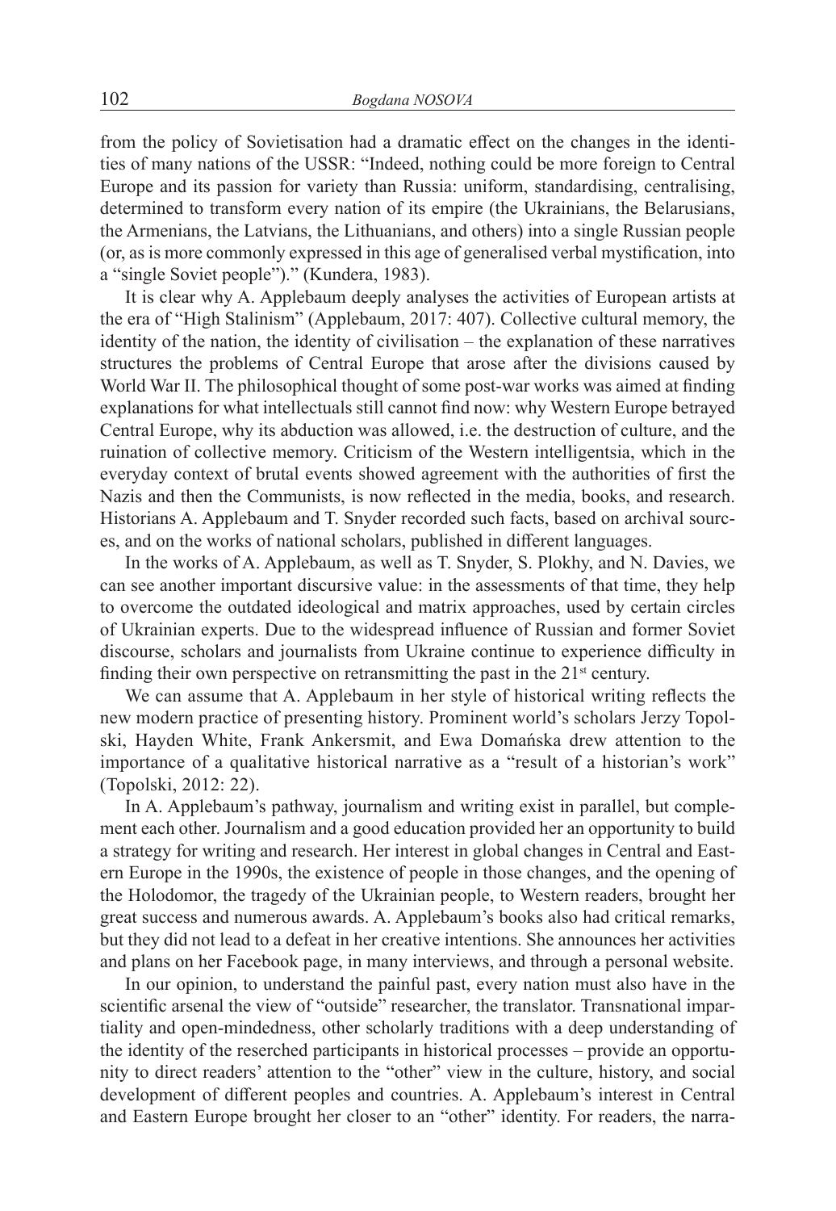from the policy of Sovietisation had a dramatic effect on the changes in the identities of many nations of the USSR: "Indeed, nothing could be more foreign to Central Europe and its passion for variety than Russia: uniform, standardising, centralising, determined to transform every nation of its empire (the Ukrainians, the Belarusians, the Armenians, the Latvians, the Lithuanians, and others) into a single Russian people (or, as is more commonly expressed in this age of generalised verbal mystification, into a "single Soviet people")." (Kundera, 1983).

It is clear why A. Applebaum deeply analyses the activities of European artists at the era of "High Stalinism" (Applebaum, 2017: 407). Collective cultural memory, the identity of the nation, the identity of civilisation – the explanation of these narratives structures the problems of Central Europe that arose after the divisions caused by World War II. The philosophical thought of some post-war works was aimed at finding explanations for what intellectuals still cannot find now: why Western Europe betrayed Central Europe, why its abduction was allowed, i.e. the destruction of culture, and the ruination of collective memory. Criticism of the Western intelligentsia, which in the everyday context of brutal events showed agreement with the authorities of first the Nazis and then the Communists, is now reflected in the media, books, and research. Historians A. Applebaum and T. Snyder recorded such facts, based on archival sources, and on the works of national scholars, published in different languages.

In the works of A. Applebaum, as well as T. Snyder, S. Plokhy, and N. Davies, we can see another important discursive value: in the assessments of that time, they help to overcome the outdated ideological and matrix approaches, used by certain circles of Ukrainian experts. Due to the widespread influence of Russian and former Soviet discourse, scholars and journalists from Ukraine continue to experience difficulty in finding their own perspective on retransmitting the past in the 21st century.

We can assume that A. Applebaum in her style of historical writing reflects the new modern practice of presenting history. Prominent world's scholars Jerzy Topolski, Hayden White, Frank Ankersmit, and Ewa Domańska drew attention to the importance of a qualitative historical narrative as a "result of a historian's work" (Topolski, 2012: 22).

In A. Applebaum's pathway, journalism and writing exist in parallel, but complement each other. Journalism and a good education provided her an opportunity to build a strategy for writing and research. Her interest in global changes in Central and Eastern Europe in the 1990s, the existence of people in those changes, and the opening of the Holodomor, the tragedy of the Ukrainian people, to Western readers, brought her great success and numerous awards. A. Applebaum's books also had critical remarks, but they did not lead to a defeat in her creative intentions. She announces her activities and plans on her Facebook page, in many interviews, and through a personal website.

In our opinion, to understand the painful past, every nation must also have in the scientific arsenal the view of "outside" researcher, the translator. Transnational impartiality and open-mindedness, other scholarly traditions with a deep understanding of the identity of the reserched participants in historical processes – provide an opportunity to direct readers' attention to the "other" view in the culture, history, and social development of different peoples and countries. A. Applebaum's interest in Central and Eastern Europe brought her closer to an "other" identity. For readers, the narra-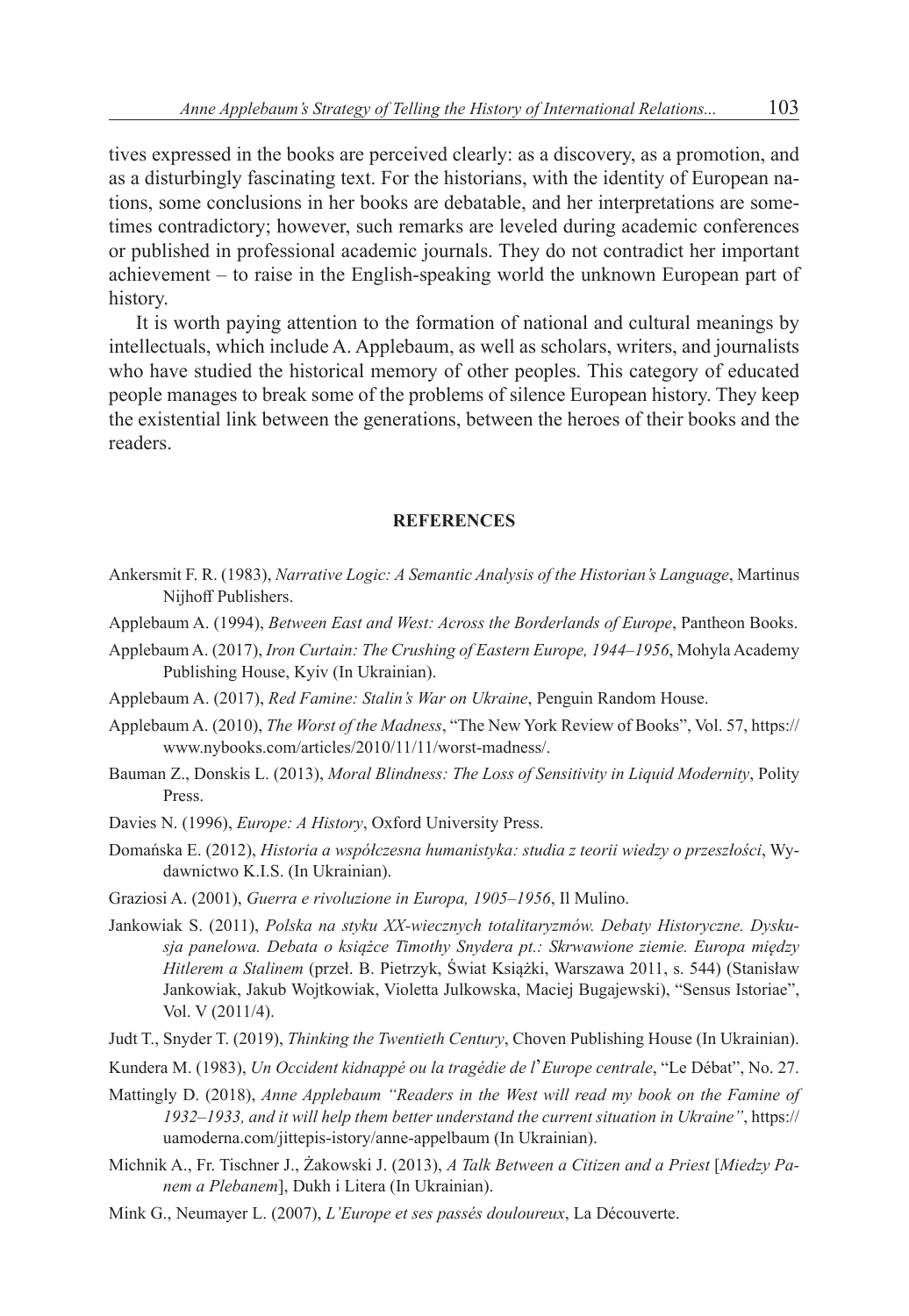tives expressed in the books are perceived clearly: as a discovery, as a promotion, and as a disturbingly fascinating text. For the historians, with the identity of European nations, some conclusions in her books are debatable, and her interpretations are sometimes contradictory; however, such remarks are leveled during academic conferences or published in professional academic journals. They do not contradict her important achievement – to raise in the English-speaking world the unknown European part of history.

It is worth paying attention to the formation of national and cultural meanings by intellectuals, which include A. Applebaum, as well as scholars, writers, and journalists who have studied the historical memory of other peoples. This category of educated people manages to break some of the problems of silence European history. They keep the existential link between the generations, between the heroes of their books and the readers.

## REFERENCES

Ankersmit F. R. (1983), *Narrative Logic: A Semantic Analysis of the Historian's Language*, Martinus Nijhoff Publishers.

Applebaum A. (1994), *Between East and West: Across the Borderlands of Europe*, Pantheon Books.

Applebaum A. (2017), *Iron Curtain: The Crushing of Eastern Europe, 1944–1956*, Mohyla Academy Publishing House, Kyiv (In Ukrainian).

Applebaum A. (2017), *Red Famine: Stalin's War on Ukraine*, Penguin Random House.

Applebaum A. (2010), *The Worst of the Madness*, "The New York Review of Books", Vol. 57, https://www.nybooks.com/articles/2010/11/11/worst-madness/.

Bauman Z., Donskis L. (2013), *Moral Blindness: The Loss of Sensitivity in Liquid Modernity*, Polity Press.

Davies N. (1996), *Europe: A History*, Oxford University Press.

Domańska E. (2012), *Historia a współczesna humanistyka: studia z teorii wiedzy o przeszłości*, Wydawnictwo K.I.S. (In Ukrainian).

Graziosi A. (2001), *Guerra e rivoluzione in Europa, 1905–1956*, Il Mulino.

Jankowiak S. (2011), *Polska na styku XX-wiecznych totalitaryzmów. Debaty Historyczne. Dyskusja panelowa. Debata o książce Timothy Snydera pt.: Skrwawione ziemie. Europa między Hitlerem a Stalinem* (przeł. B. Pietrzyk, Świat Książki, Warszawa 2011, s. 544) (Stanisław Jankowiak, Jakub Wojtkowiak, Violetta Julkowska, Maciej Bugajewski), "Sensus Istoriae", Vol. V (2011/4).

Judt T., Snyder T. (2019), *Thinking the Twentieth Century*, Choven Publishing House (In Ukrainian).

Kundera M. (1983), *Un Occident kidnappé ou la tragédie de l'Europe centrale*, "Le Débat", No. 27.

Mattingly D. (2018), *Anne Applebaum "Readers in the West will read my book on the Famine of 1932–1933, and it will help them better understand the current situation in Ukraine"*, https://uamoderna.com/jittepis-istory/anne-appelbaum (In Ukrainian).

Michnik A., Fr. Tischner J., Żakowski J. (2013), *A Talk Between a Citizen and a Priest* [*Miedzy Panem a Plebanem*], Dukh i Litera (In Ukrainian).

Mink G., Neumayer L. (2007), *L'Europe et ses passés douloureux*, La Découverte.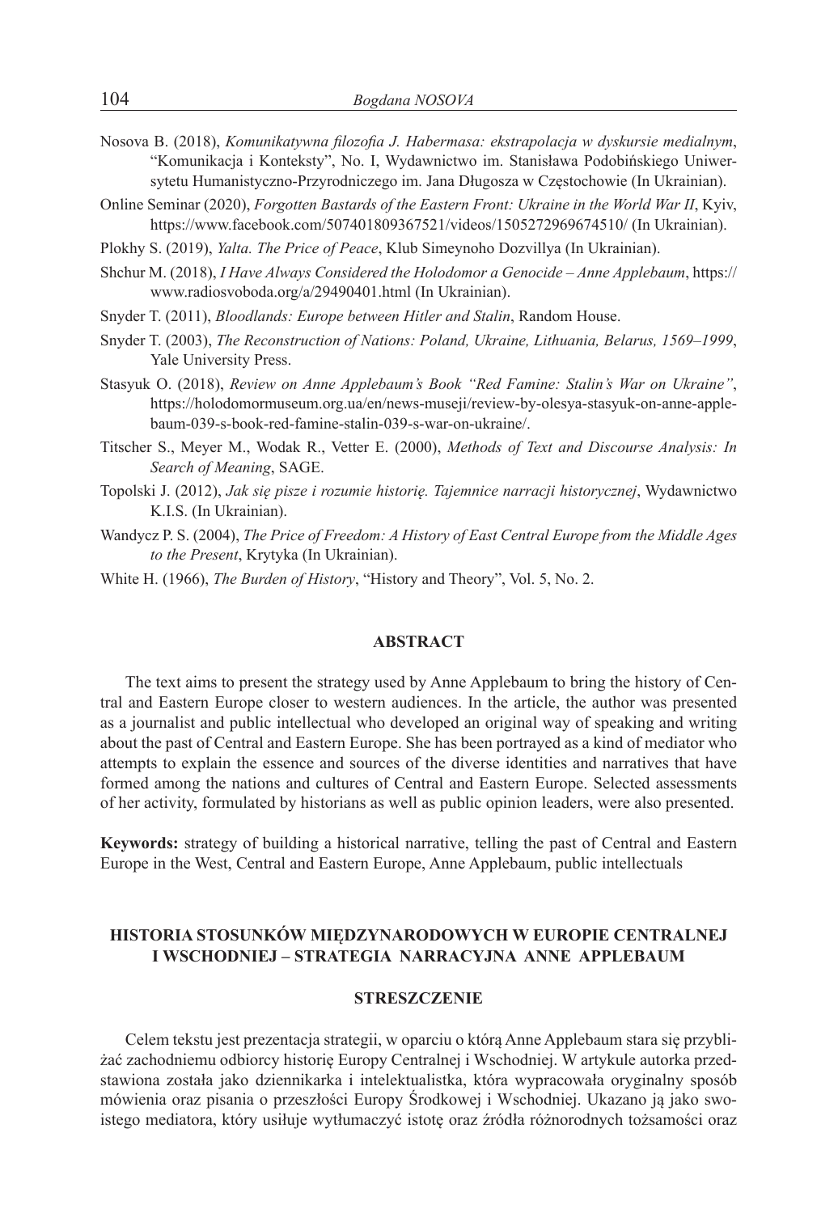Nosova B. (2018), *Komunikatywna filozofia J. Habermasa: ekstrapolacja w dyskursie medialnym*, "Komunikacja i Konteksty", No. I, Wydawnictwo im. Stanisława Podobińskiego Uniwersytetu Humanistyczno-Przyrodniczego im. Jana Długosza w Częstochowie (In Ukrainian).

Online Seminar (2020), *Forgotten Bastards of the Eastern Front: Ukraine in the World War II*, Kyiv, https://www.facebook.com/507401809367521/videos/1505272969674510/ (In Ukrainian).

Plokhy S. (2019), *Yalta. The Price of Peace*, Klub Simeynoho Dozvillya (In Ukrainian).

Shchur M. (2018), *I Have Always Considered the Holodomor a Genocide – Anne Applebaum*, https://www.radiosvoboda.org/a/29490401.html (In Ukrainian).

Snyder T. (2011), *Bloodlands: Europe between Hitler and Stalin*, Random House.

Snyder T. (2003), *The Reconstruction of Nations: Poland, Ukraine, Lithuania, Belarus, 1569–1999*, Yale University Press.

Stasyuk O. (2018), *Review on Anne Applebaum's Book "Red Famine: Stalin's War on Ukraine"*, https://holodomormuseum.org.ua/en/news-museji/review-by-olesya-stasyuk-on-anne-applebaum-039-s-book-red-famine-stalin-039-s-war-on-ukraine/.

Titscher S., Meyer M., Wodak R., Vetter E. (2000), *Methods of Text and Discourse Analysis: In Search of Meaning*, SAGE.

Topolski J. (2012), *Jak się pisze i rozumie historię. Tajemnice narracji historycznej*, Wydawnictwo K.I.S. (In Ukrainian).

Wandycz P. S. (2004), *The Price of Freedom: A History of East Central Europe from the Middle Ages to the Present*, Krytyka (In Ukrainian).

White H. (1966), *The Burden of History*, "History and Theory", Vol. 5, No. 2.

## ABSTRACT

The text aims to present the strategy used by Anne Applebaum to bring the history of Central and Eastern Europe closer to western audiences. In the article, the author was presented as a journalist and public intellectual who developed an original way of speaking and writing about the past of Central and Eastern Europe. She has been portrayed as a kind of mediator who attempts to explain the essence and sources of the diverse identities and narratives that have formed among the nations and cultures of Central and Eastern Europe. Selected assessments of her activity, formulated by historians as well as public opinion leaders, were also presented.

**Keywords:** strategy of building a historical narrative, telling the past of Central and Eastern Europe in the West, Central and Eastern Europe, Anne Applebaum, public intellectuals

## HISTORIA STOSUNKÓW MIĘDZYNARODOWYCH W EUROPIE CENTRALNEJ I WSCHODNIEJ – STRATEGIA NARRACYJNA ANNE APPLEBAUM

## STRESZCZENIE

Celem tekstu jest prezentacja strategii, w oparciu o którą Anne Applebaum stara się przybliżać zachodniemu odbiorcy historię Europy Centralnej i Wschodniej. W artykule autorka przedstawiona została jako dziennikarka i intelektualistka, która wypracowała oryginalny sposób mówienia oraz pisania o przeszłości Europy Środkowej i Wschodniej. Ukazano ją jako swoistego mediatora, który usiłuje wytłumaczyć istotę oraz źródła różnorodnych tożsamości oraz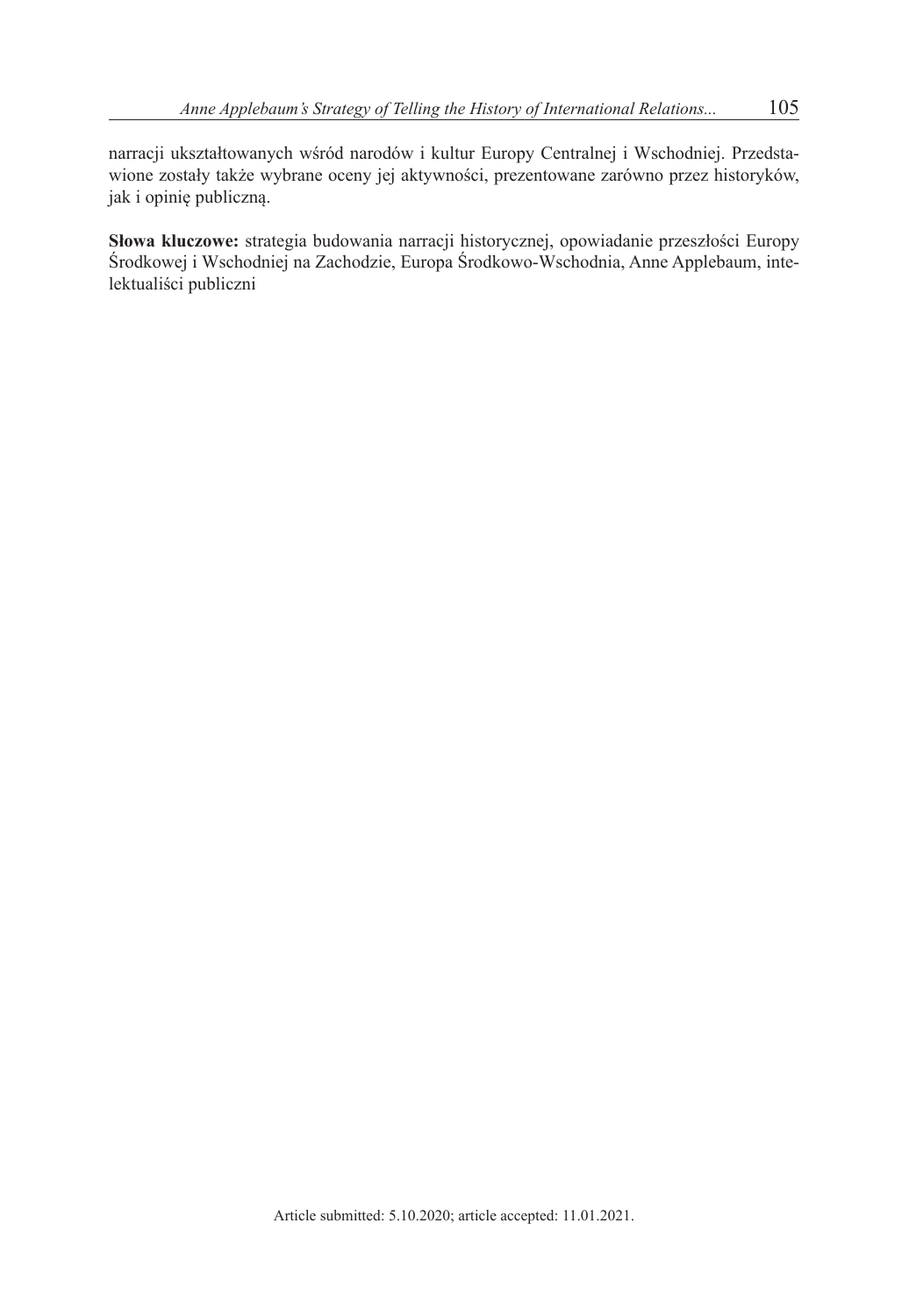narracji ukształtowanych wśród narodów i kultur Europy Centralnej i Wschodniej. Przedstawione zostały także wybrane oceny jej aktywności, prezentowane zarówno przez historyków, jak i opinię publiczną.

**Słowa kluczowe:** strategia budowania narracji historycznej, opowiadanie przeszłości Europy Środkowej i Wschodniej na Zachodzie, Europa Środkowo-Wschodnia, Anne Applebaum, intelektualiści publiczni

Article submitted: 5.10.2020; article accepted: 11.01.2021.